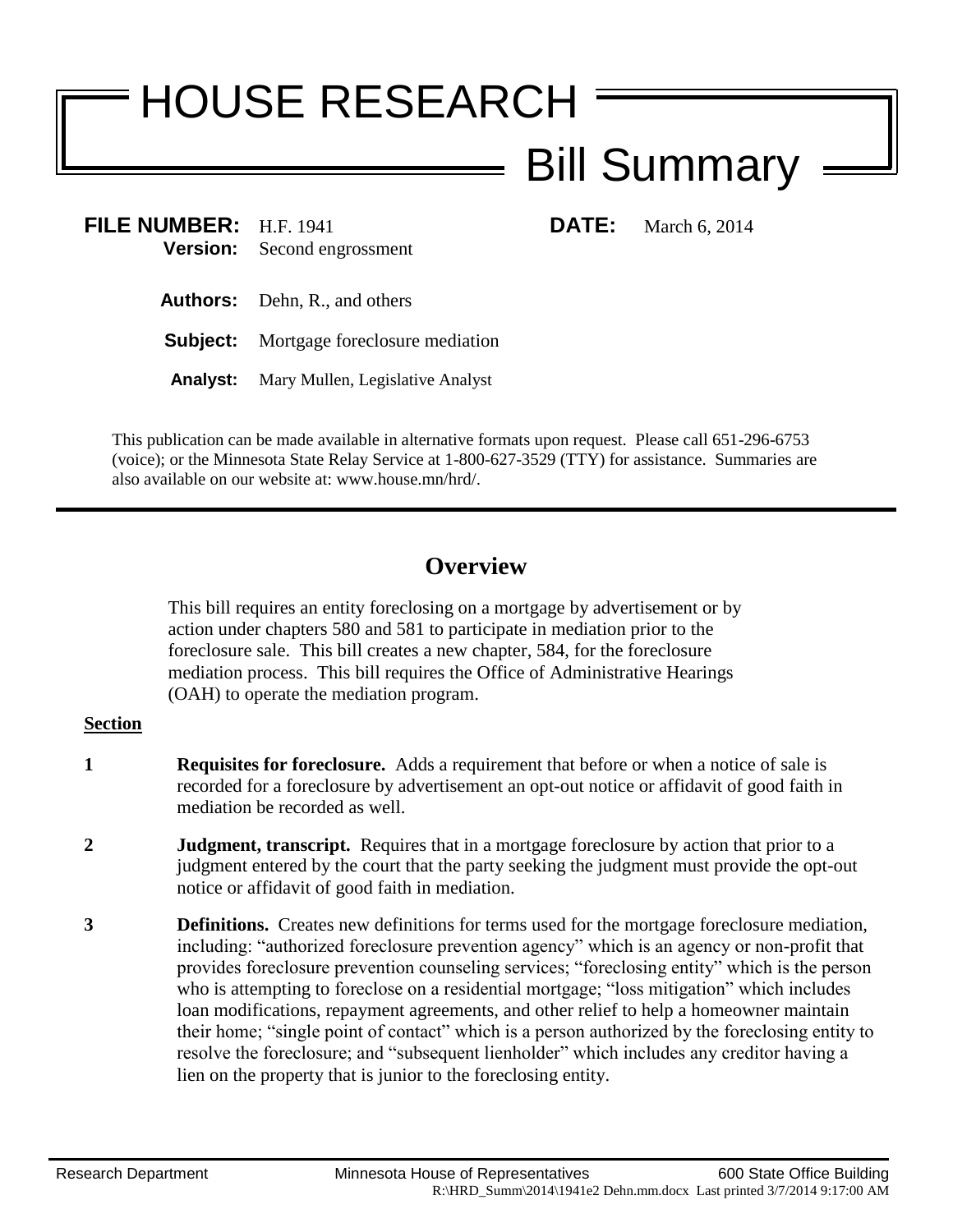# HOUSE RESEARCH

## Bill Summary

**FILE NUMBER:** H.F. 1941 **DATE:** March 6, 2014
**Version:** Second engrossment

**Authors:** Dehn, R., and others

**Subject:** Mortgage foreclosure mediation

**Analyst:** Mary Mullen, Legislative Analyst

This publication can be made available in alternative formats upon request. Please call 651-296-6753 (voice); or the Minnesota State Relay Service at 1-800-627-3529 (TTY) for assistance. Summaries are also available on our website at: www.house.mn/hrd/.

---

## Overview

This bill requires an entity foreclosing on a mortgage by advertisement or by action under chapters 580 and 581 to participate in mediation prior to the foreclosure sale. This bill creates a new chapter, 584, for the foreclosure mediation process. This bill requires the Office of Administrative Hearings (OAH) to operate the mediation program.

**Section**

**1** **Requisites for foreclosure.** Adds a requirement that before or when a notice of sale is recorded for a foreclosure by advertisement an opt-out notice or affidavit of good faith in mediation be recorded as well.

**2** **Judgment, transcript.** Requires that in a mortgage foreclosure by action that prior to a judgment entered by the court that the party seeking the judgment must provide the opt-out notice or affidavit of good faith in mediation.

**3** **Definitions.** Creates new definitions for terms used for the mortgage foreclosure mediation, including: "authorized foreclosure prevention agency" which is an agency or non-profit that provides foreclosure prevention counseling services; "foreclosing entity" which is the person who is attempting to foreclose on a residential mortgage; "loss mitigation" which includes loan modifications, repayment agreements, and other relief to help a homeowner maintain their home; "single point of contact" which is a person authorized by the foreclosing entity to resolve the foreclosure; and "subsequent lienholder" which includes any creditor having a lien on the property that is junior to the foreclosing entity.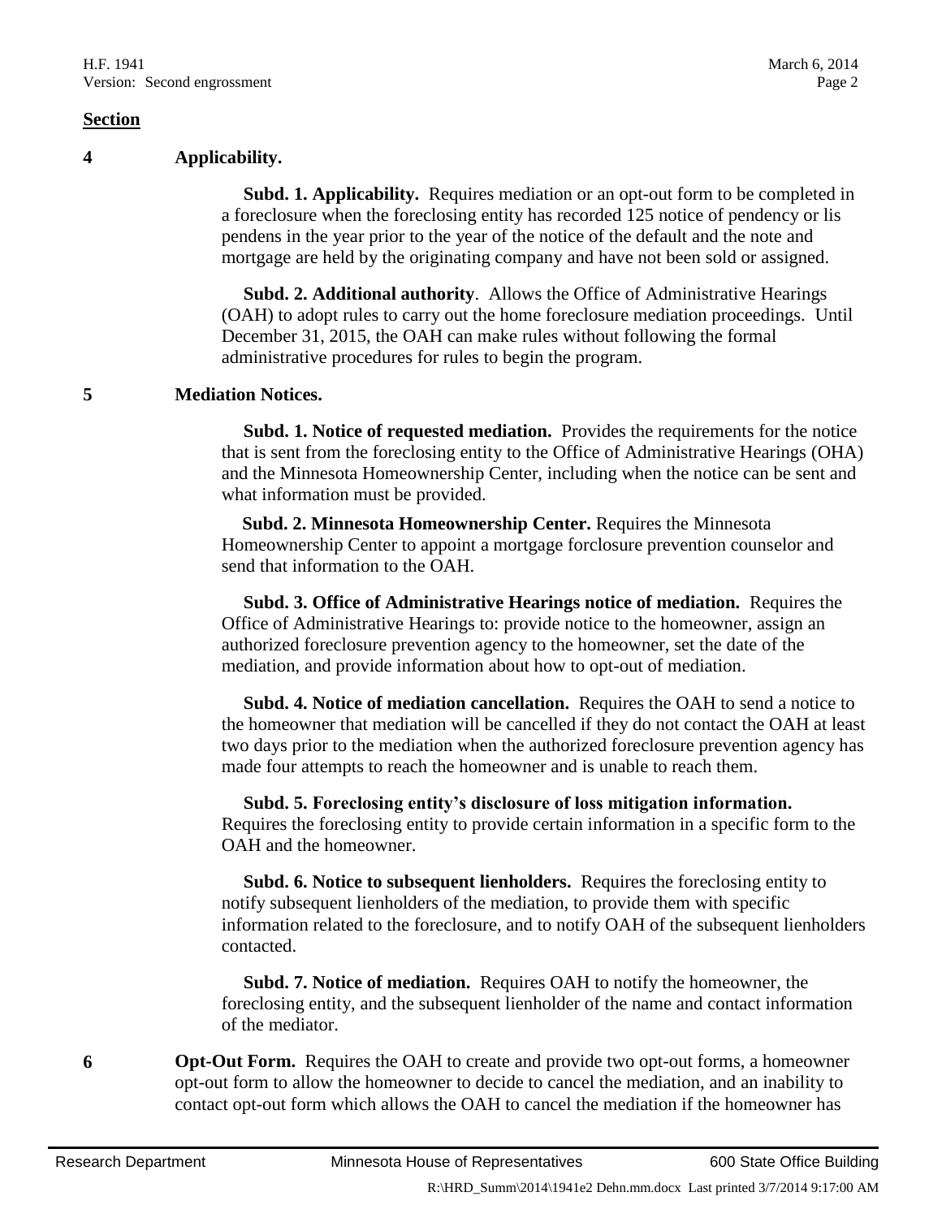**Section**

**4 Applicability.**

**Subd. 1. Applicability.** Requires mediation or an opt-out form to be completed in a foreclosure when the foreclosing entity has recorded 125 notice of pendency or lis pendens in the year prior to the year of the notice of the default and the note and mortgage are held by the originating company and have not been sold or assigned.

**Subd. 2. Additional authority**. Allows the Office of Administrative Hearings (OAH) to adopt rules to carry out the home foreclosure mediation proceedings. Until December 31, 2015, the OAH can make rules without following the formal administrative procedures for rules to begin the program.

**5 Mediation Notices.**

**Subd. 1. Notice of requested mediation.** Provides the requirements for the notice that is sent from the foreclosing entity to the Office of Administrative Hearings (OHA) and the Minnesota Homeownership Center, including when the notice can be sent and what information must be provided.

**Subd. 2. Minnesota Homeownership Center.** Requires the Minnesota Homeownership Center to appoint a mortgage forclosure prevention counselor and send that information to the OAH.

**Subd. 3. Office of Administrative Hearings notice of mediation.** Requires the Office of Administrative Hearings to: provide notice to the homeowner, assign an authorized foreclosure prevention agency to the homeowner, set the date of the mediation, and provide information about how to opt-out of mediation.

**Subd. 4. Notice of mediation cancellation.** Requires the OAH to send a notice to the homeowner that mediation will be cancelled if they do not contact the OAH at least two days prior to the mediation when the authorized foreclosure prevention agency has made four attempts to reach the homeowner and is unable to reach them.

**Subd. 5. Foreclosing entity's disclosure of loss mitigation information.** Requires the foreclosing entity to provide certain information in a specific form to the OAH and the homeowner.

**Subd. 6. Notice to subsequent lienholders.** Requires the foreclosing entity to notify subsequent lienholders of the mediation, to provide them with specific information related to the foreclosure, and to notify OAH of the subsequent lienholders contacted.

**Subd. 7. Notice of mediation.** Requires OAH to notify the homeowner, the foreclosing entity, and the subsequent lienholder of the name and contact information of the mediator.

**6 Opt-Out Form.** Requires the OAH to create and provide two opt-out forms, a homeowner opt-out form to allow the homeowner to decide to cancel the mediation, and an inability to contact opt-out form which allows the OAH to cancel the mediation if the homeowner has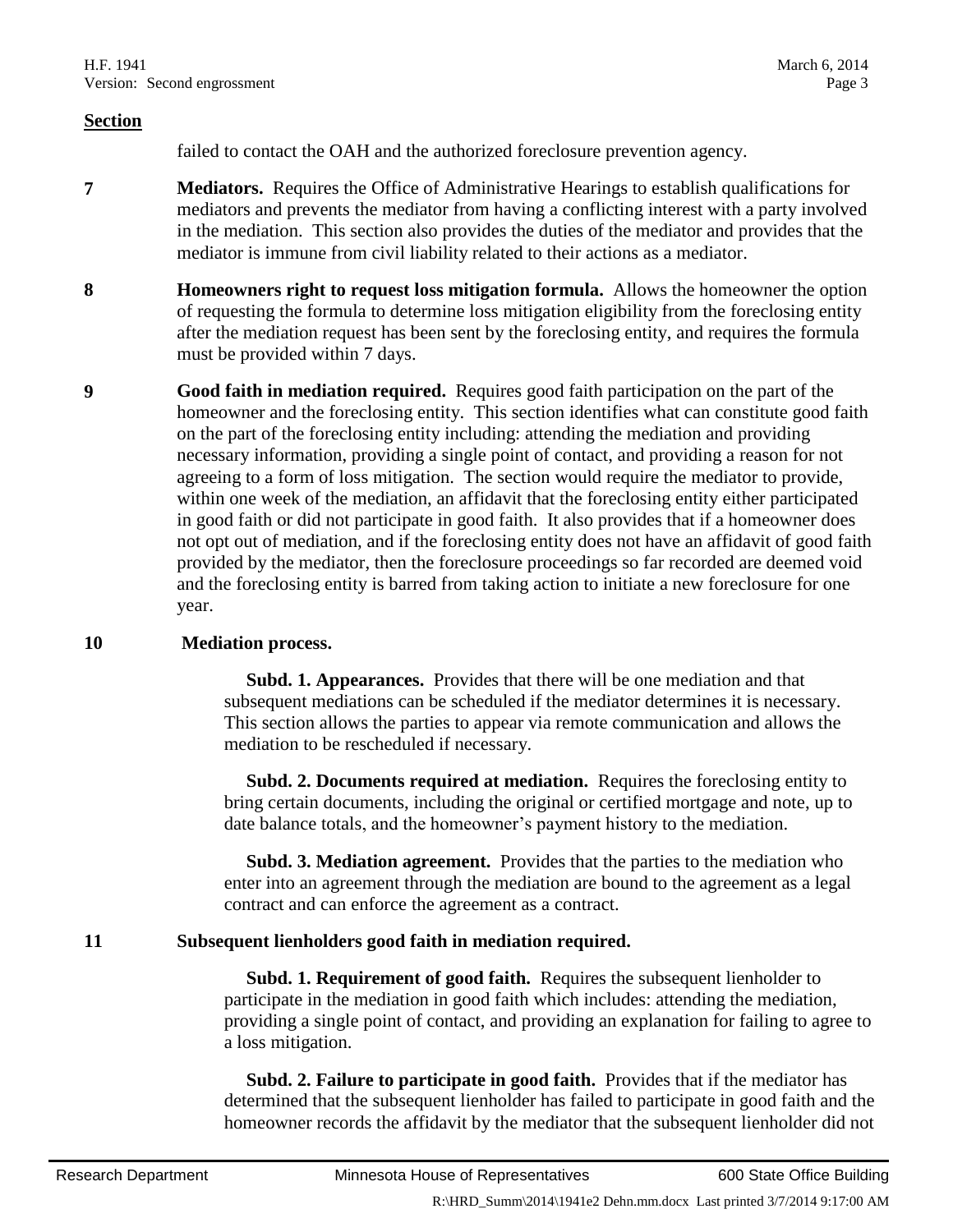**Section**

failed to contact the OAH and the authorized foreclosure prevention agency.

**7** **Mediators.** Requires the Office of Administrative Hearings to establish qualifications for mediators and prevents the mediator from having a conflicting interest with a party involved in the mediation. This section also provides the duties of the mediator and provides that the mediator is immune from civil liability related to their actions as a mediator.

**8** **Homeowners right to request loss mitigation formula.** Allows the homeowner the option of requesting the formula to determine loss mitigation eligibility from the foreclosing entity after the mediation request has been sent by the foreclosing entity, and requires the formula must be provided within 7 days.

**9** **Good faith in mediation required.** Requires good faith participation on the part of the homeowner and the foreclosing entity. This section identifies what can constitute good faith on the part of the foreclosing entity including: attending the mediation and providing necessary information, providing a single point of contact, and providing a reason for not agreeing to a form of loss mitigation. The section would require the mediator to provide, within one week of the mediation, an affidavit that the foreclosing entity either participated in good faith or did not participate in good faith. It also provides that if a homeowner does not opt out of mediation, and if the foreclosing entity does not have an affidavit of good faith provided by the mediator, then the foreclosure proceedings so far recorded are deemed void and the foreclosing entity is barred from taking action to initiate a new foreclosure for one year.

**10** **Mediation process.**

**Subd. 1. Appearances.** Provides that there will be one mediation and that subsequent mediations can be scheduled if the mediator determines it is necessary. This section allows the parties to appear via remote communication and allows the mediation to be rescheduled if necessary.

**Subd. 2. Documents required at mediation.** Requires the foreclosing entity to bring certain documents, including the original or certified mortgage and note, up to date balance totals, and the homeowner's payment history to the mediation.

**Subd. 3. Mediation agreement.** Provides that the parties to the mediation who enter into an agreement through the mediation are bound to the agreement as a legal contract and can enforce the agreement as a contract.

**11** **Subsequent lienholders good faith in mediation required.**

**Subd. 1. Requirement of good faith.** Requires the subsequent lienholder to participate in the mediation in good faith which includes: attending the mediation, providing a single point of contact, and providing an explanation for failing to agree to a loss mitigation.

**Subd. 2. Failure to participate in good faith.** Provides that if the mediator has determined that the subsequent lienholder has failed to participate in good faith and the homeowner records the affidavit by the mediator that the subsequent lienholder did not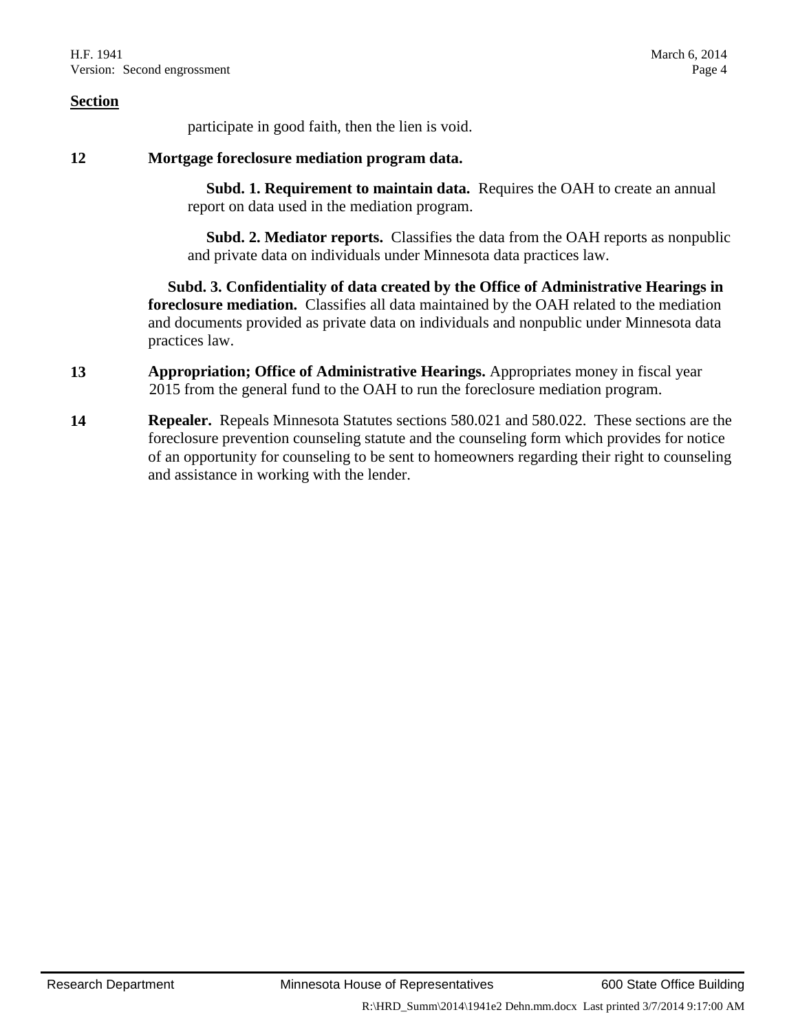**Section**

participate in good faith, then the lien is void.

**12** **Mortgage foreclosure mediation program data.**

**Subd. 1. Requirement to maintain data.** Requires the OAH to create an annual report on data used in the mediation program.

**Subd. 2. Mediator reports.** Classifies the data from the OAH reports as nonpublic and private data on individuals under Minnesota data practices law.

**Subd. 3. Confidentiality of data created by the Office of Administrative Hearings in foreclosure mediation.** Classifies all data maintained by the OAH related to the mediation and documents provided as private data on individuals and nonpublic under Minnesota data practices law.

**13** **Appropriation; Office of Administrative Hearings.** Appropriates money in fiscal year 2015 from the general fund to the OAH to run the foreclosure mediation program.

**14** **Repealer.** Repeals Minnesota Statutes sections 580.021 and 580.022. These sections are the foreclosure prevention counseling statute and the counseling form which provides for notice of an opportunity for counseling to be sent to homeowners regarding their right to counseling and assistance in working with the lender.